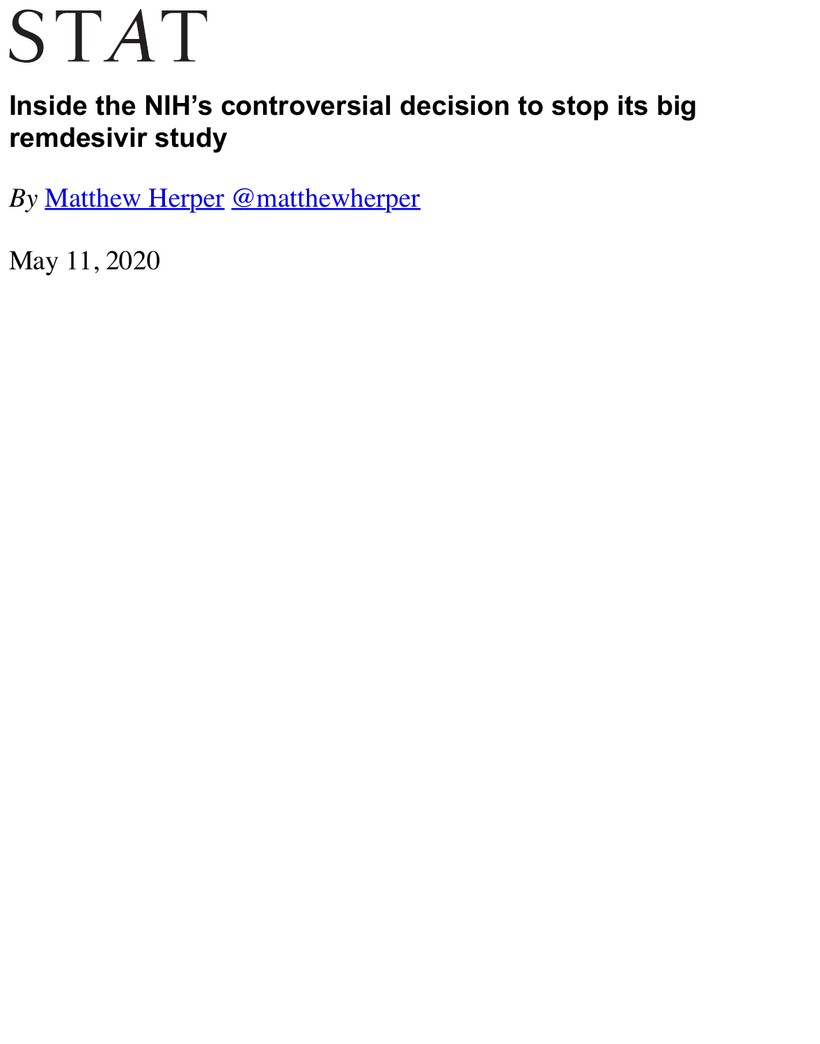STAT

# Inside the NIH's controversial decision to stop its big remdesivir study

*By* [Matthew Herper](Matthew Herper) [@matthewherper](@matthewherper)

May 11, 2020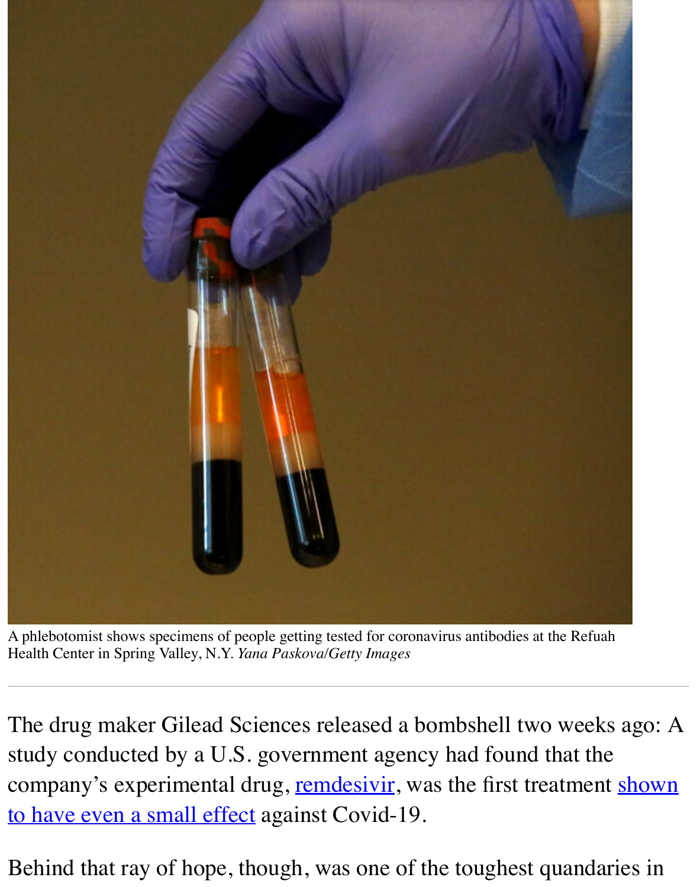A phlebotomist shows specimens of people getting tested for coronavirus antibodies at the Refuah Health Center in Spring Valley, N.Y. *Yana Paskova/Getty Images*

---

The drug maker Gilead Sciences released a bombshell two weeks ago: A study conducted by a U.S. government agency had found that the company's experimental drug, remdesivir, was the first treatment shown to have even a small effect against Covid-19.

Behind that ray of hope, though, was one of the toughest quandaries in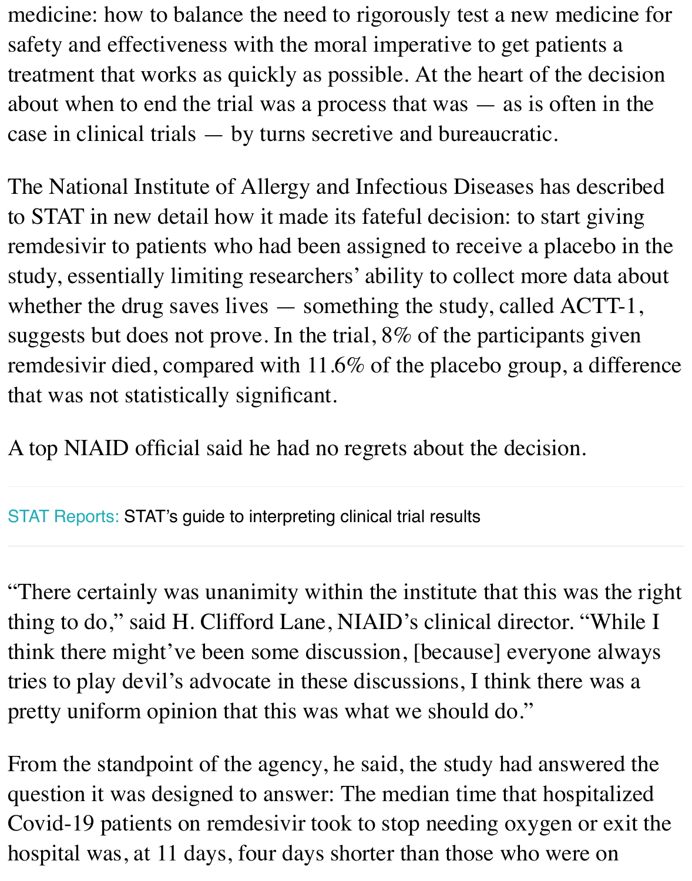medicine: how to balance the need to rigorously test a new medicine for safety and effectiveness with the moral imperative to get patients a treatment that works as quickly as possible. At the heart of the decision about when to end the trial was a process that was — as is often in the case in clinical trials — by turns secretive and bureaucratic.

The National Institute of Allergy and Infectious Diseases has described to STAT in new detail how it made its fateful decision: to start giving remdesivir to patients who had been assigned to receive a placebo in the study, essentially limiting researchers' ability to collect more data about whether the drug saves lives — something the study, called ACTT-1, suggests but does not prove. In the trial, 8% of the participants given remdesivir died, compared with 11.6% of the placebo group, a difference that was not statistically significant.

A top NIAID official said he had no regrets about the decision.

---

STAT Reports: STAT's guide to interpreting clinical trial results

---

"There certainly was unanimity within the institute that this was the right thing to do," said H. Clifford Lane, NIAID's clinical director. "While I think there might've been some discussion, [because] everyone always tries to play devil's advocate in these discussions, I think there was a pretty uniform opinion that this was what we should do."

From the standpoint of the agency, he said, the study had answered the question it was designed to answer: The median time that hospitalized Covid-19 patients on remdesivir took to stop needing oxygen or exit the hospital was, at 11 days, four days shorter than those who were on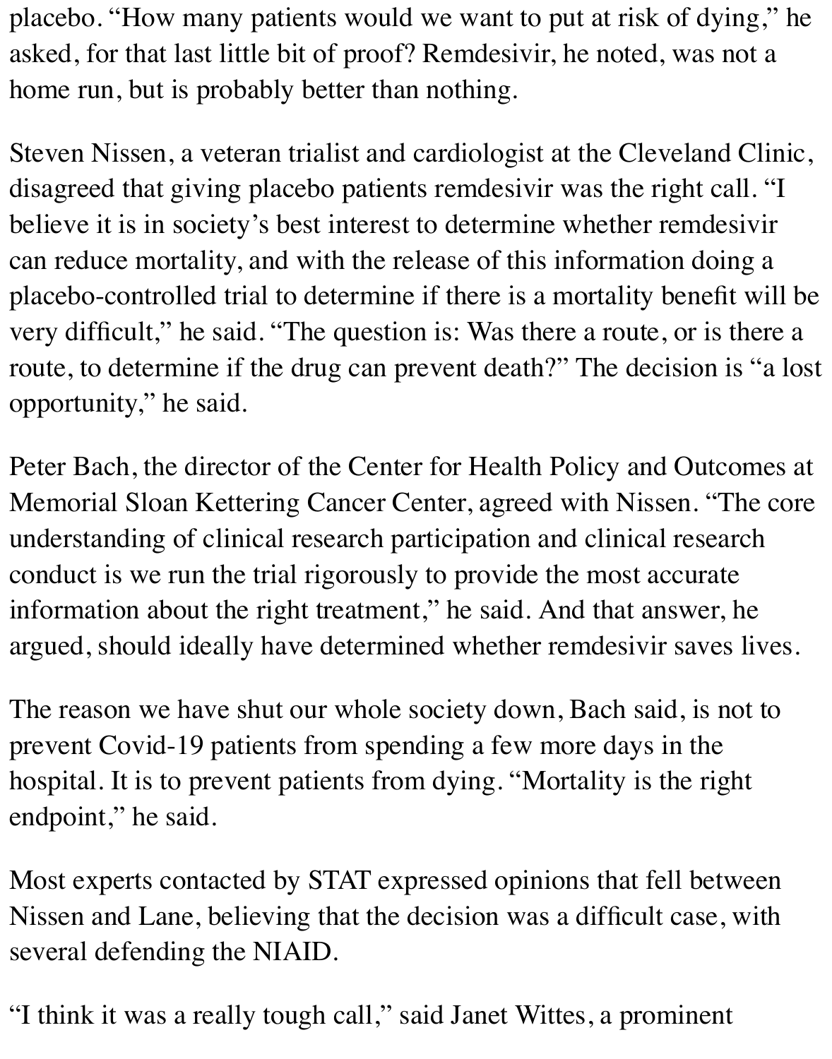placebo. “How many patients would we want to put at risk of dying,” he asked, for that last little bit of proof? Remdesivir, he noted, was not a home run, but is probably better than nothing.

Steven Nissen, a veteran trialist and cardiologist at the Cleveland Clinic, disagreed that giving placebo patients remdesivir was the right call. “I believe it is in society’s best interest to determine whether remdesivir can reduce mortality, and with the release of this information doing a placebo-controlled trial to determine if there is a mortality benefit will be very difficult,” he said. “The question is: Was there a route, or is there a route, to determine if the drug can prevent death?” The decision is “a lost opportunity,” he said.

Peter Bach, the director of the Center for Health Policy and Outcomes at Memorial Sloan Kettering Cancer Center, agreed with Nissen. “The core understanding of clinical research participation and clinical research conduct is we run the trial rigorously to provide the most accurate information about the right treatment,” he said. And that answer, he argued, should ideally have determined whether remdesivir saves lives.

The reason we have shut our whole society down, Bach said, is not to prevent Covid-19 patients from spending a few more days in the hospital. It is to prevent patients from dying. “Mortality is the right endpoint,” he said.

Most experts contacted by STAT expressed opinions that fell between Nissen and Lane, believing that the decision was a difficult case, with several defending the NIAID.

“I think it was a really tough call,” said Janet Wittes, a prominent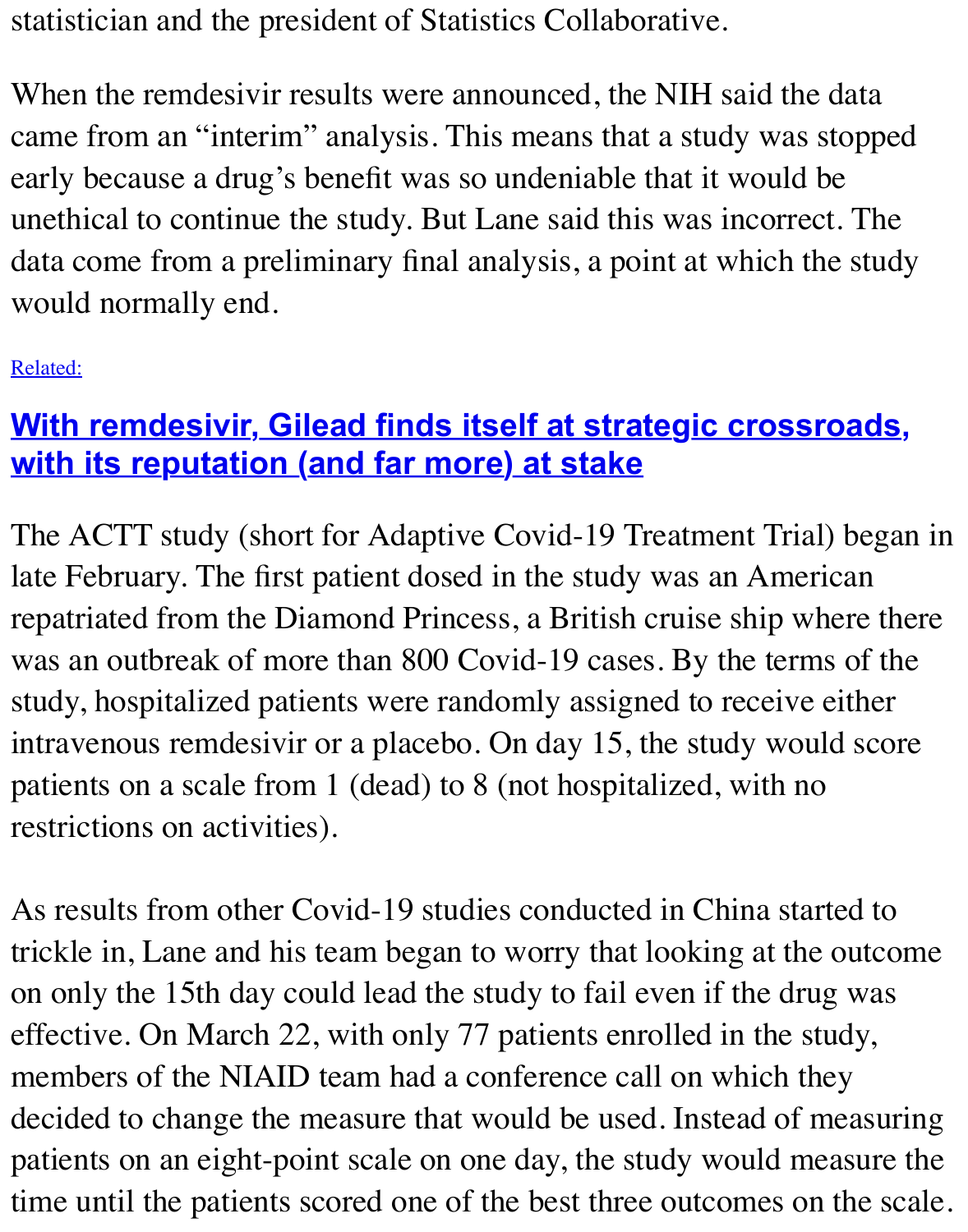statistician and the president of Statistics Collaborative.

When the remdesivir results were announced, the NIH said the data came from an "interim" analysis. This means that a study was stopped early because a drug's benefit was so undeniable that it would be unethical to continue the study. But Lane said this was incorrect. The data come from a preliminary final analysis, a point at which the study would normally end.

Related:

## With remdesivir, Gilead finds itself at strategic crossroads, with its reputation (and far more) at stake

The ACTT study (short for Adaptive Covid-19 Treatment Trial) began in late February. The first patient dosed in the study was an American repatriated from the Diamond Princess, a British cruise ship where there was an outbreak of more than 800 Covid-19 cases. By the terms of the study, hospitalized patients were randomly assigned to receive either intravenous remdesivir or a placebo. On day 15, the study would score patients on a scale from 1 (dead) to 8 (not hospitalized, with no restrictions on activities).

As results from other Covid-19 studies conducted in China started to trickle in, Lane and his team began to worry that looking at the outcome on only the 15th day could lead the study to fail even if the drug was effective. On March 22, with only 77 patients enrolled in the study, members of the NIAID team had a conference call on which they decided to change the measure that would be used. Instead of measuring patients on an eight-point scale on one day, the study would measure the time until the patients scored one of the best three outcomes on the scale.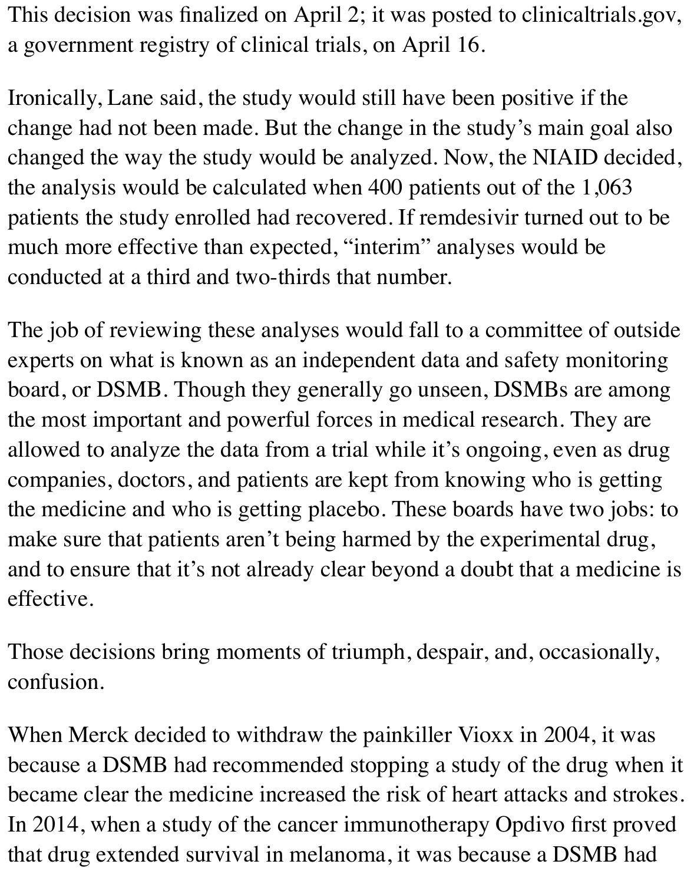This decision was finalized on April 2; it was posted to clinicaltrials.gov, a government registry of clinical trials, on April 16.

Ironically, Lane said, the study would still have been positive if the change had not been made. But the change in the study's main goal also changed the way the study would be analyzed. Now, the NIAID decided, the analysis would be calculated when 400 patients out of the 1,063 patients the study enrolled had recovered. If remdesivir turned out to be much more effective than expected, "interim" analyses would be conducted at a third and two-thirds that number.

The job of reviewing these analyses would fall to a committee of outside experts on what is known as an independent data and safety monitoring board, or DSMB. Though they generally go unseen, DSMBs are among the most important and powerful forces in medical research. They are allowed to analyze the data from a trial while it's ongoing, even as drug companies, doctors, and patients are kept from knowing who is getting the medicine and who is getting placebo. These boards have two jobs: to make sure that patients aren't being harmed by the experimental drug, and to ensure that it's not already clear beyond a doubt that a medicine is effective.

Those decisions bring moments of triumph, despair, and, occasionally, confusion.

When Merck decided to withdraw the painkiller Vioxx in 2004, it was because a DSMB had recommended stopping a study of the drug when it became clear the medicine increased the risk of heart attacks and strokes. In 2014, when a study of the cancer immunotherapy Opdivo first proved that drug extended survival in melanoma, it was because a DSMB had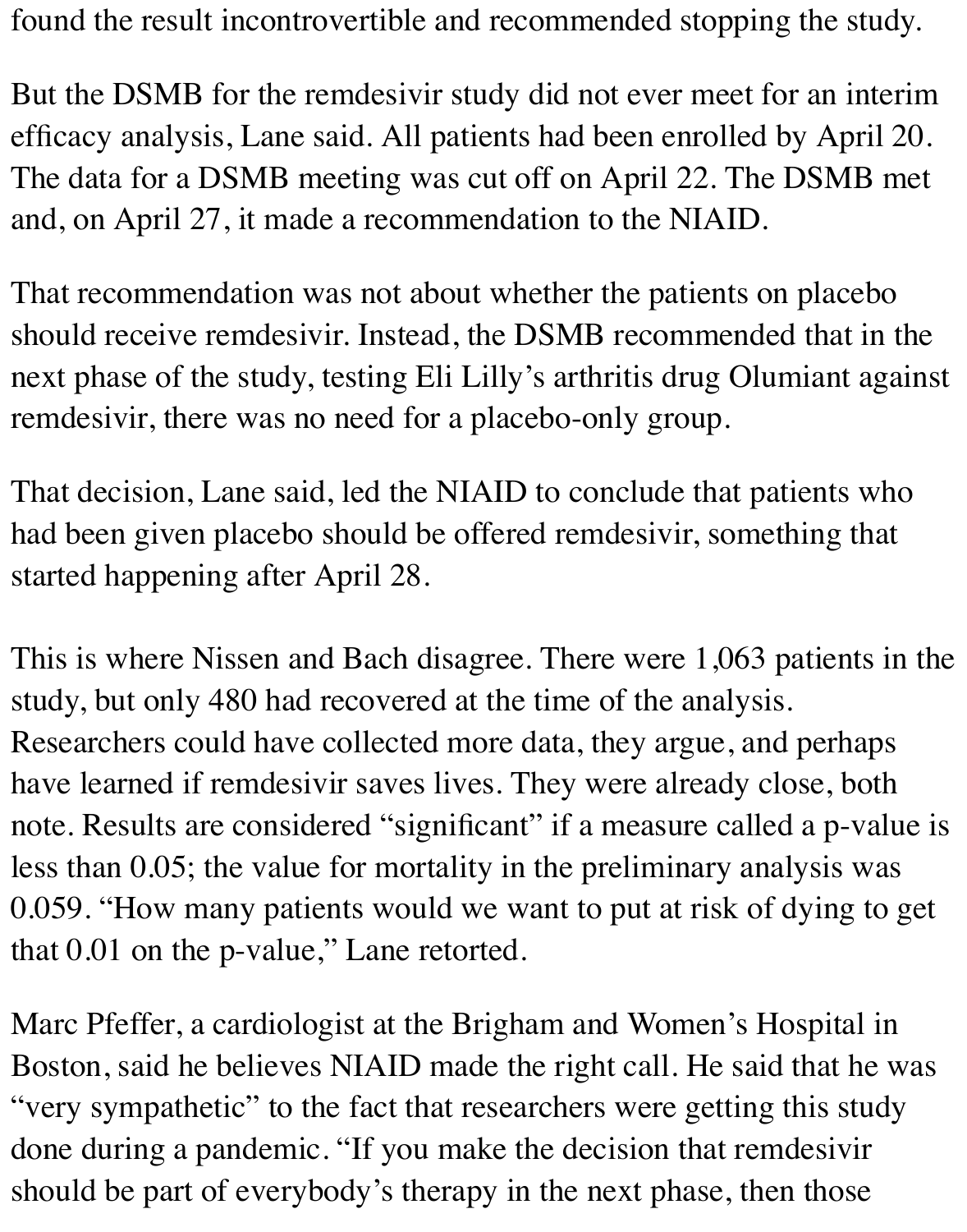found the result incontrovertible and recommended stopping the study.

But the DSMB for the remdesivir study did not ever meet for an interim efficacy analysis, Lane said. All patients had been enrolled by April 20. The data for a DSMB meeting was cut off on April 22. The DSMB met and, on April 27, it made a recommendation to the NIAID.

That recommendation was not about whether the patients on placebo should receive remdesivir. Instead, the DSMB recommended that in the next phase of the study, testing Eli Lilly's arthritis drug Olumiant against remdesivir, there was no need for a placebo-only group.

That decision, Lane said, led the NIAID to conclude that patients who had been given placebo should be offered remdesivir, something that started happening after April 28.

This is where Nissen and Bach disagree. There were 1,063 patients in the study, but only 480 had recovered at the time of the analysis. Researchers could have collected more data, they argue, and perhaps have learned if remdesivir saves lives. They were already close, both note. Results are considered "significant" if a measure called a p-value is less than 0.05; the value for mortality in the preliminary analysis was 0.059. "How many patients would we want to put at risk of dying to get that 0.01 on the p-value," Lane retorted.

Marc Pfeffer, a cardiologist at the Brigham and Women's Hospital in Boston, said he believes NIAID made the right call. He said that he was "very sympathetic" to the fact that researchers were getting this study done during a pandemic. "If you make the decision that remdesivir should be part of everybody's therapy in the next phase, then those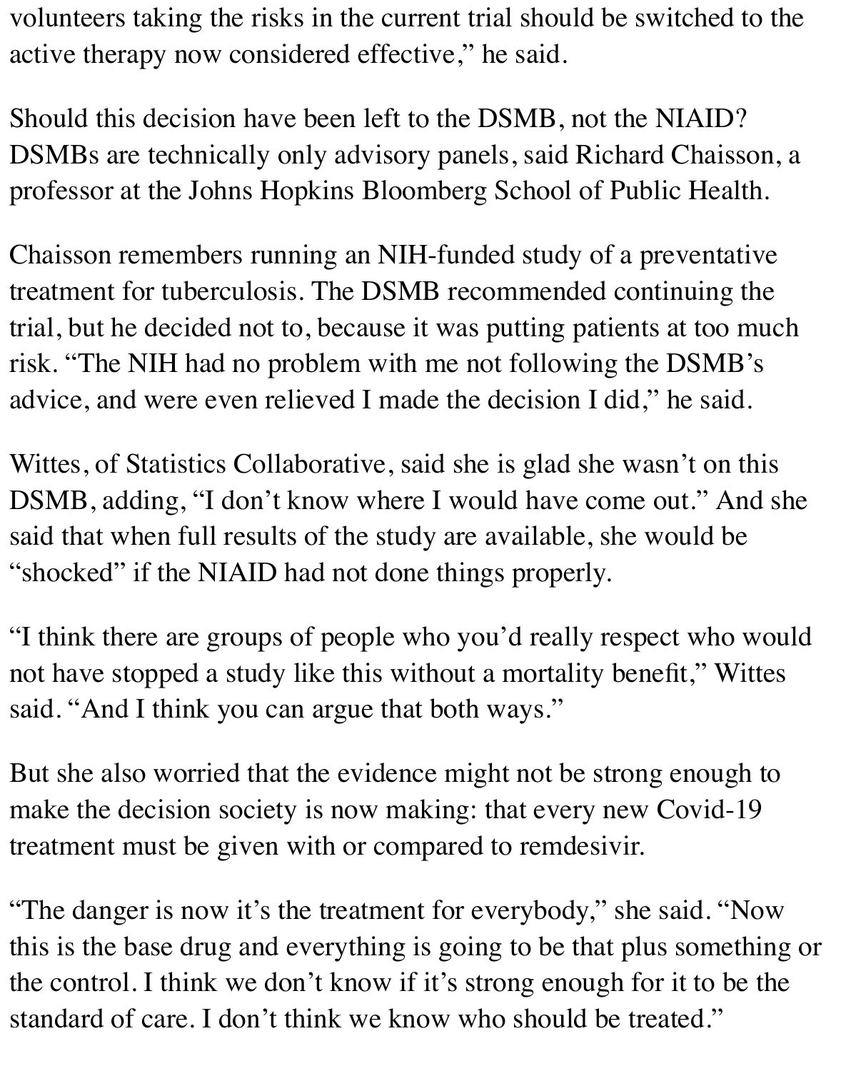volunteers taking the risks in the current trial should be switched to the active therapy now considered effective," he said.

Should this decision have been left to the DSMB, not the NIAID? DSMBs are technically only advisory panels, said Richard Chaisson, a professor at the Johns Hopkins Bloomberg School of Public Health.

Chaisson remembers running an NIH-funded study of a preventative treatment for tuberculosis. The DSMB recommended continuing the trial, but he decided not to, because it was putting patients at too much risk. "The NIH had no problem with me not following the DSMB's advice, and were even relieved I made the decision I did," he said.

Wittes, of Statistics Collaborative, said she is glad she wasn't on this DSMB, adding, "I don't know where I would have come out." And she said that when full results of the study are available, she would be "shocked" if the NIAID had not done things properly.

"I think there are groups of people who you'd really respect who would not have stopped a study like this without a mortality benefit," Wittes said. "And I think you can argue that both ways."

But she also worried that the evidence might not be strong enough to make the decision society is now making: that every new Covid-19 treatment must be given with or compared to remdesivir.

"The danger is now it's the treatment for everybody," she said. "Now this is the base drug and everything is going to be that plus something or the control. I think we don't know if it's strong enough for it to be the standard of care. I don't think we know who should be treated."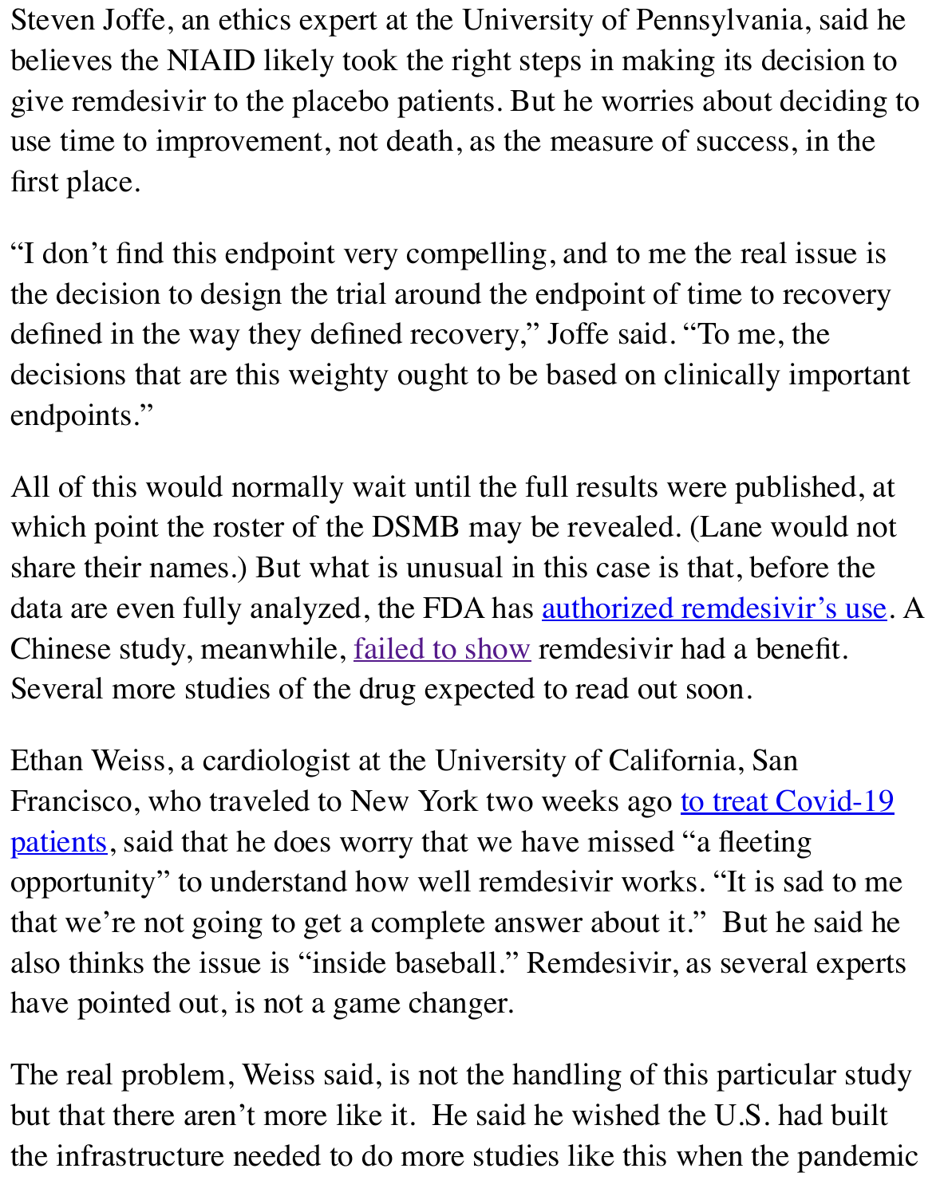Steven Joffe, an ethics expert at the University of Pennsylvania, said he believes the NIAID likely took the right steps in making its decision to give remdesivir to the placebo patients. But he worries about deciding to use time to improvement, not death, as the measure of success, in the first place.

"I don't find this endpoint very compelling, and to me the real issue is the decision to design the trial around the endpoint of time to recovery defined in the way they defined recovery," Joffe said. "To me, the decisions that are this weighty ought to be based on clinically important endpoints."

All of this would normally wait until the full results were published, at which point the roster of the DSMB may be revealed. (Lane would not share their names.) But what is unusual in this case is that, before the data are even fully analyzed, the FDA has authorized remdesivir's use. A Chinese study, meanwhile, failed to show remdesivir had a benefit. Several more studies of the drug expected to read out soon.

Ethan Weiss, a cardiologist at the University of California, San Francisco, who traveled to New York two weeks ago to treat Covid-19 patients, said that he does worry that we have missed "a fleeting opportunity" to understand how well remdesivir works. "It is sad to me that we're not going to get a complete answer about it." But he said he also thinks the issue is "inside baseball." Remdesivir, as several experts have pointed out, is not a game changer.

The real problem, Weiss said, is not the handling of this particular study but that there aren't more like it. He said he wished the U.S. had built the infrastructure needed to do more studies like this when the pandemic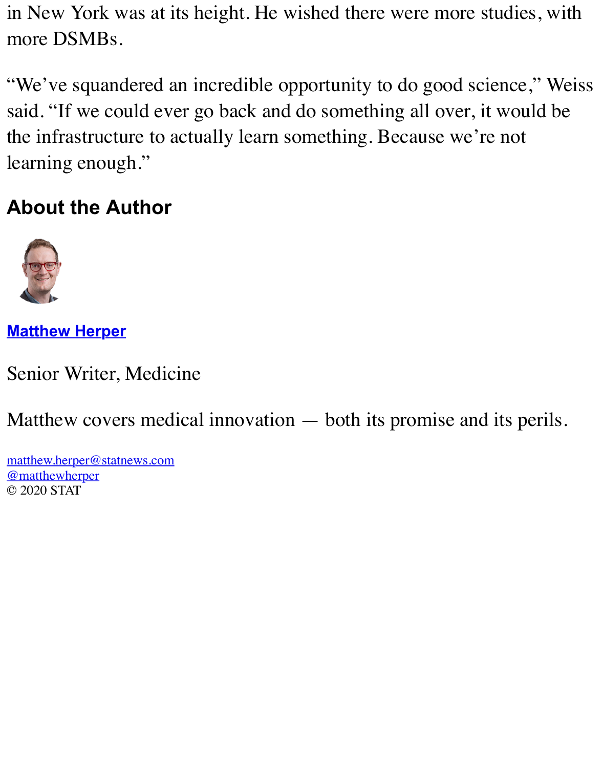in New York was at its height. He wished there were more studies, with more DSMBs.

"We've squandered an incredible opportunity to do good science," Weiss said. "If we could ever go back and do something all over, it would be the infrastructure to actually learn something. Because we're not learning enough."

## About the Author

**Matthew Herper**

Senior Writer, Medicine

Matthew covers medical innovation — both its promise and its perils.

matthew.herper@statnews.com
@matthewherper
© 2020 STAT